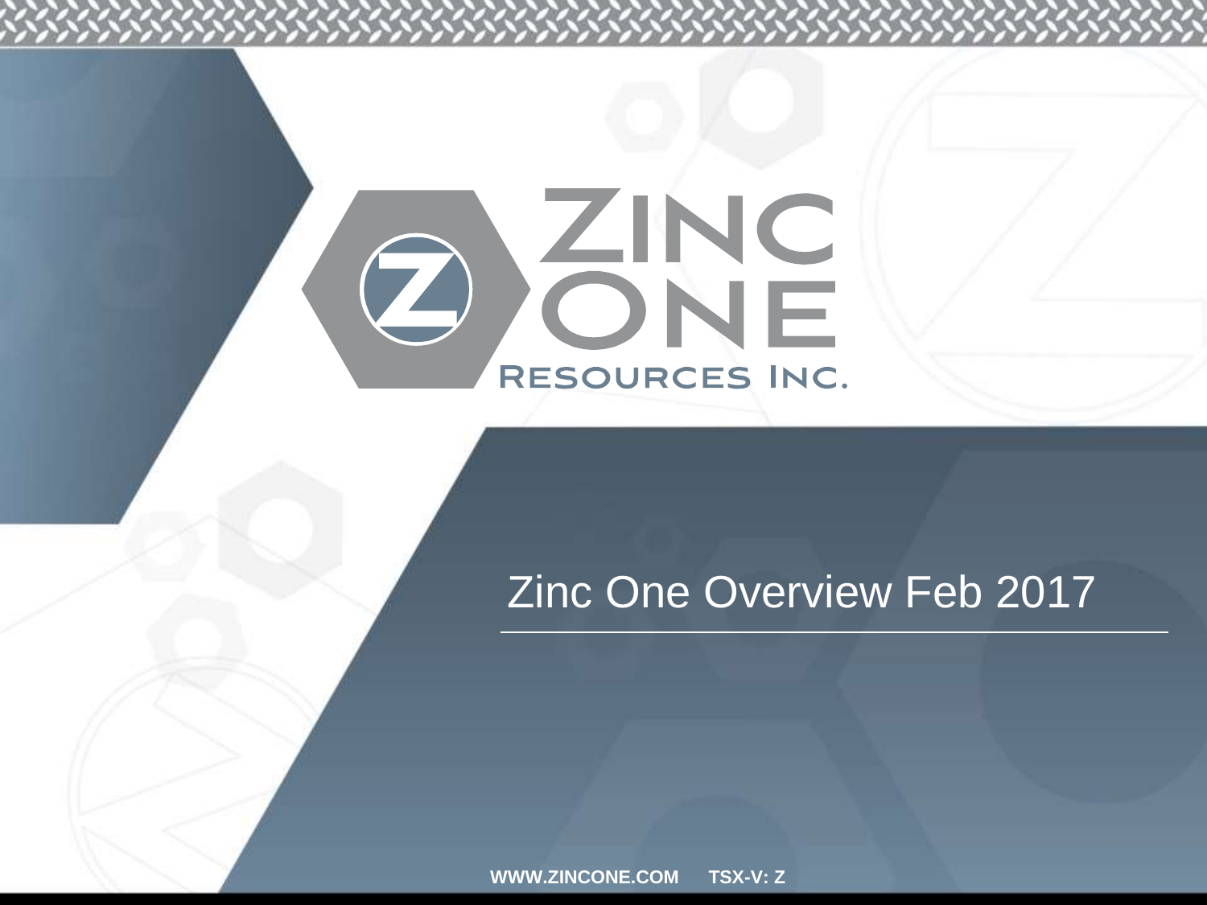# ZINC ONE RESOURCES INC.

## Zinc One Overview Feb 2017

**WWW.ZINCONE.COM** **TSX-V: Z**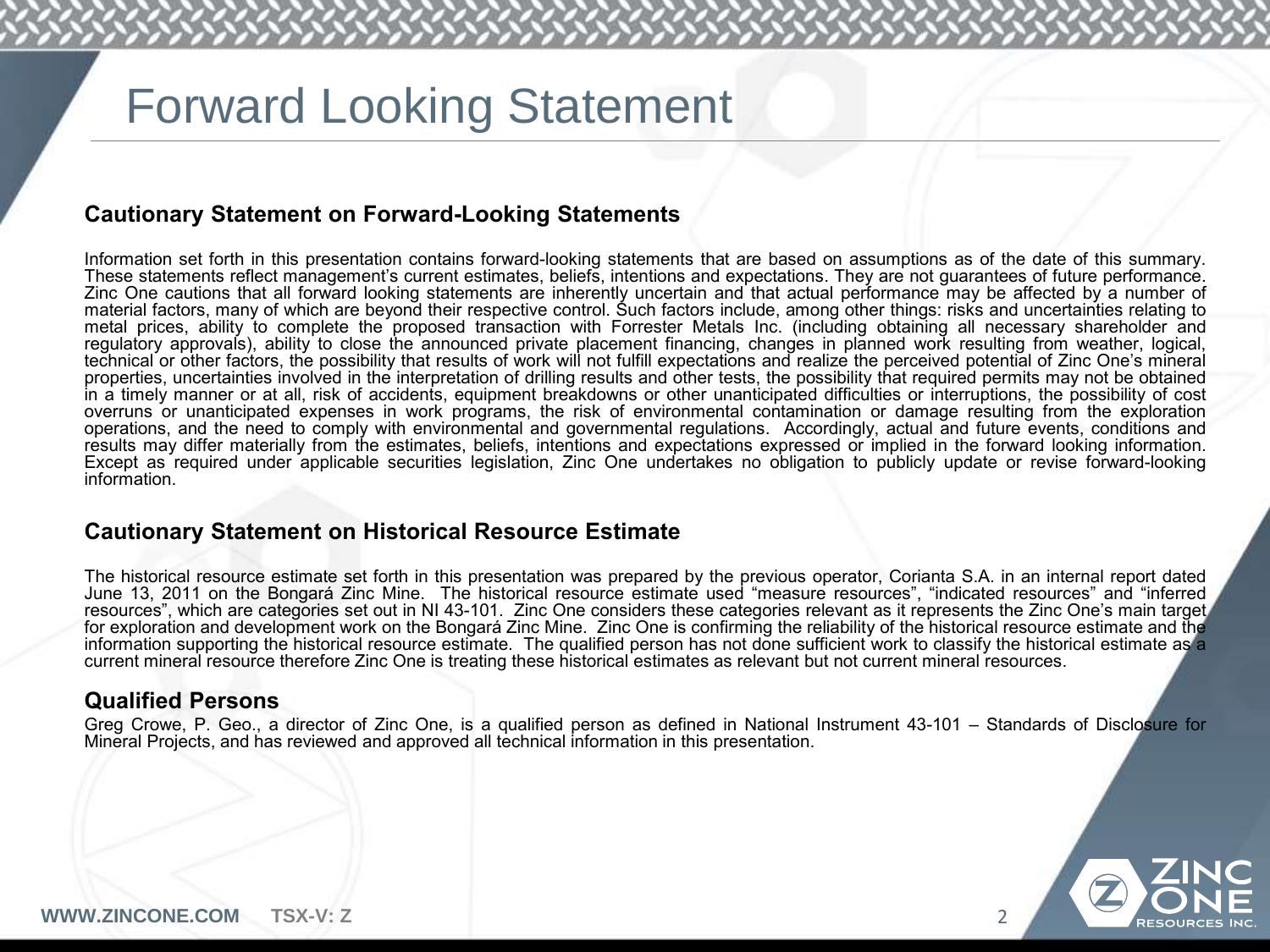# Forward Looking Statement

### Cautionary Statement on Forward-Looking Statements

Information set forth in this presentation contains forward-looking statements that are based on assumptions as of the date of this summary. These statements reflect management's current estimates, beliefs, intentions and expectations. They are not guarantees of future performance. Zinc One cautions that all forward looking statements are inherently uncertain and that actual performance may be affected by a number of material factors, many of which are beyond their respective control. Such factors include, among other things: risks and uncertainties relating to metal prices, ability to complete the proposed transaction with Forrester Metals Inc. (including obtaining all necessary shareholder and regulatory approvals), ability to close the announced private placement financing, changes in planned work resulting from weather, logical, technical or other factors, the possibility that results of work will not fulfill expectations and realize the perceived potential of Zinc One's mineral properties, uncertainties involved in the interpretation of drilling results and other tests, the possibility that required permits may not be obtained in a timely manner or at all, risk of accidents, equipment breakdowns or other unanticipated difficulties or interruptions, the possibility of cost overruns or unanticipated expenses in work programs, the risk of environmental contamination or damage resulting from the exploration operations, and the need to comply with environmental and governmental regulations. Accordingly, actual and future events, conditions and results may differ materially from the estimates, beliefs, intentions and expectations expressed or implied in the forward looking information. Except as required under applicable securities legislation, Zinc One undertakes no obligation to publicly update or revise forward-looking information.

### Cautionary Statement on Historical Resource Estimate

The historical resource estimate set forth in this presentation was prepared by the previous operator, Corianta S.A. in an internal report dated June 13, 2011 on the Bongará Zinc Mine. The historical resource estimate used "measure resources", "indicated resources" and "inferred resources", which are categories set out in NI 43-101. Zinc One considers these categories relevant as it represents the Zinc One's main target for exploration and development work on the Bongará Zinc Mine. Zinc One is confirming the reliability of the historical resource estimate and the information supporting the historical resource estimate. The qualified person has not done sufficient work to classify the historical estimate as a current mineral resource therefore Zinc One is treating these historical estimates as relevant but not current mineral resources.

### Qualified Persons

Greg Crowe, P. Geo., a director of Zinc One, is a qualified person as defined in National Instrument 43-101 – Standards of Disclosure for Mineral Projects, and has reviewed and approved all technical information in this presentation.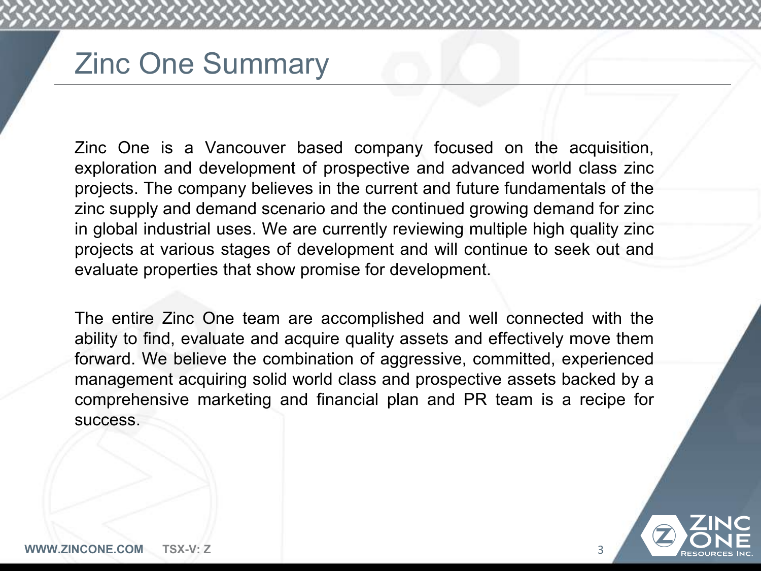# Zinc One Summary

Zinc One is a Vancouver based company focused on the acquisition, exploration and development of prospective and advanced world class zinc projects. The company believes in the current and future fundamentals of the zinc supply and demand scenario and the continued growing demand for zinc in global industrial uses. We are currently reviewing multiple high quality zinc projects at various stages of development and will continue to seek out and evaluate properties that show promise for development.

The entire Zinc One team are accomplished and well connected with the ability to find, evaluate and acquire quality assets and effectively move them forward. We believe the combination of aggressive, committed, experienced management acquiring solid world class and prospective assets backed by a comprehensive marketing and financial plan and PR team is a recipe for success.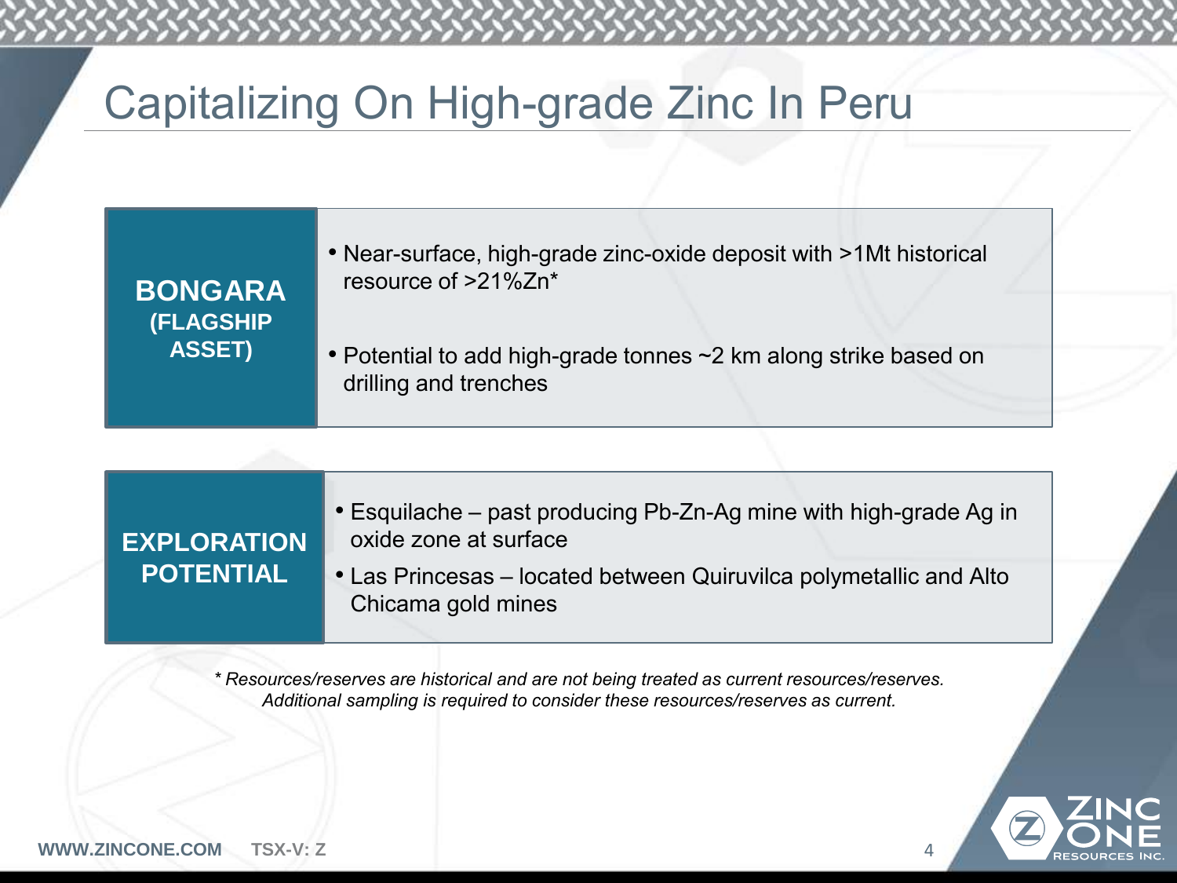# Capitalizing On High-grade Zinc In Peru

## BONGARA (FLAGSHIP ASSET)

- Near-surface, high-grade zinc-oxide deposit with >1Mt historical resource of >21%Zn*
- Potential to add high-grade tonnes ~2 km along strike based on drilling and trenches

## EXPLORATION POTENTIAL

- Esquilache – past producing Pb-Zn-Ag mine with high-grade Ag in oxide zone at surface
- Las Princesas – located between Quiruvilca polymetallic and Alto Chicama gold mines

*\* Resources/reserves are historical and are not being treated as current resources/reserves. Additional sampling is required to consider these resources/reserves as current.*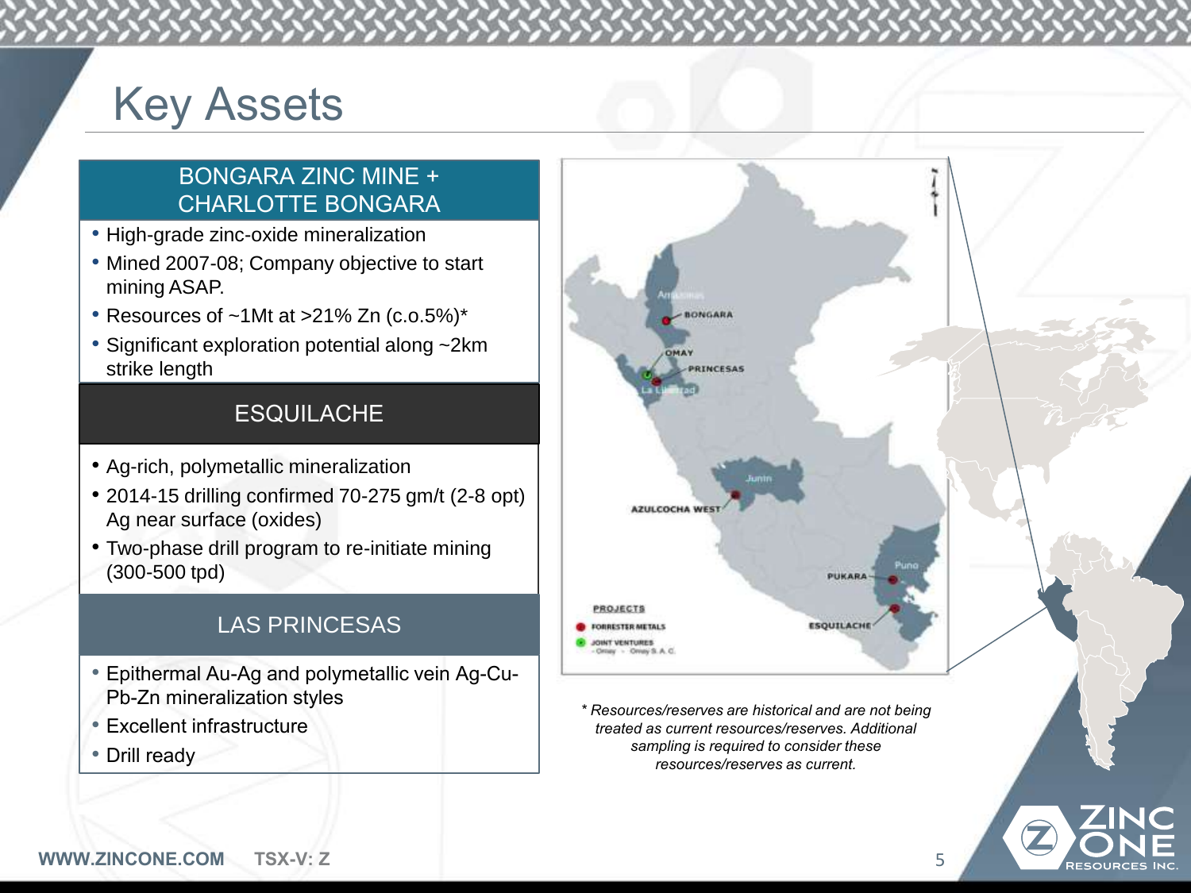# Key Assets

## BONGARA ZINC MINE + CHARLOTTE BONGARA

- High-grade zinc-oxide mineralization
- Mined 2007-08; Company objective to start mining ASAP.
- Resources of ~1Mt at >21% Zn (c.o.5%)*
- Significant exploration potential along ~2km strike length

## ESQUILACHE

- Ag-rich, polymetallic mineralization
- 2014-15 drilling confirmed 70-275 gm/t (2-8 opt) Ag near surface (oxides)
- Two-phase drill program to re-initiate mining (300-500 tpd)

## LAS PRINCESAS

- Epithermal Au-Ag and polymetallic vein Ag-Cu-Pb-Zn mineralization styles
- Excellent infrastructure
- Drill ready

*\* Resources/reserves are historical and are not being treated as current resources/reserves. Additional sampling is required to consider these resources/reserves as current.*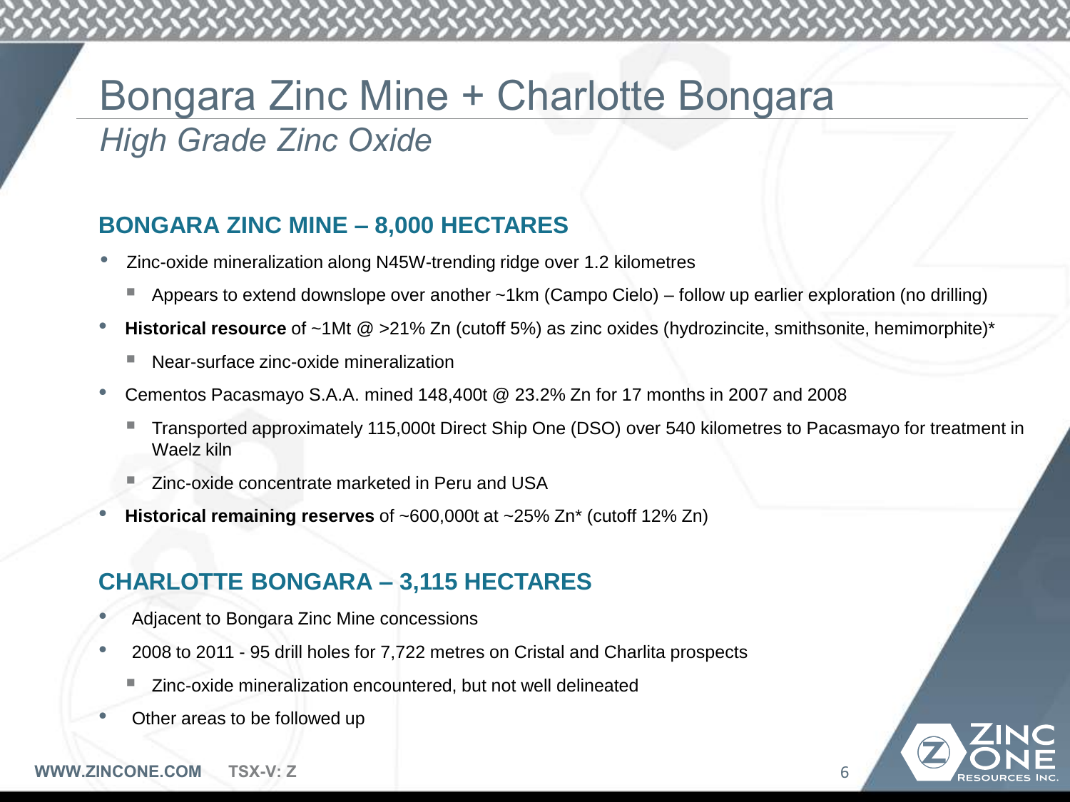# Bongara Zinc Mine + Charlotte Bongara

*High Grade Zinc Oxide*

## BONGARA ZINC MINE – 8,000 HECTARES

- Zinc-oxide mineralization along N45W-trending ridge over 1.2 kilometres
  - Appears to extend downslope over another ~1km (Campo Cielo) – follow up earlier exploration (no drilling)
- **Historical resource** of ~1Mt @ >21% Zn (cutoff 5%) as zinc oxides (hydrozincite, smithsonite, hemimorphite)*
  - Near-surface zinc-oxide mineralization
- Cementos Pacasmayo S.A.A. mined 148,400t @ 23.2% Zn for 17 months in 2007 and 2008
  - Transported approximately 115,000t Direct Ship One (DSO) over 540 kilometres to Pacasmayo for treatment in Waelz kiln
  - Zinc-oxide concentrate marketed in Peru and USA
- **Historical remaining reserves** of ~600,000t at ~25% Zn* (cutoff 12% Zn)

## CHARLOTTE BONGARA – 3,115 HECTARES

- Adjacent to Bongara Zinc Mine concessions
- 2008 to 2011 - 95 drill holes for 7,722 metres on Cristal and Charlita prospects
  - Zinc-oxide mineralization encountered, but not well delineated
- Other areas to be followed up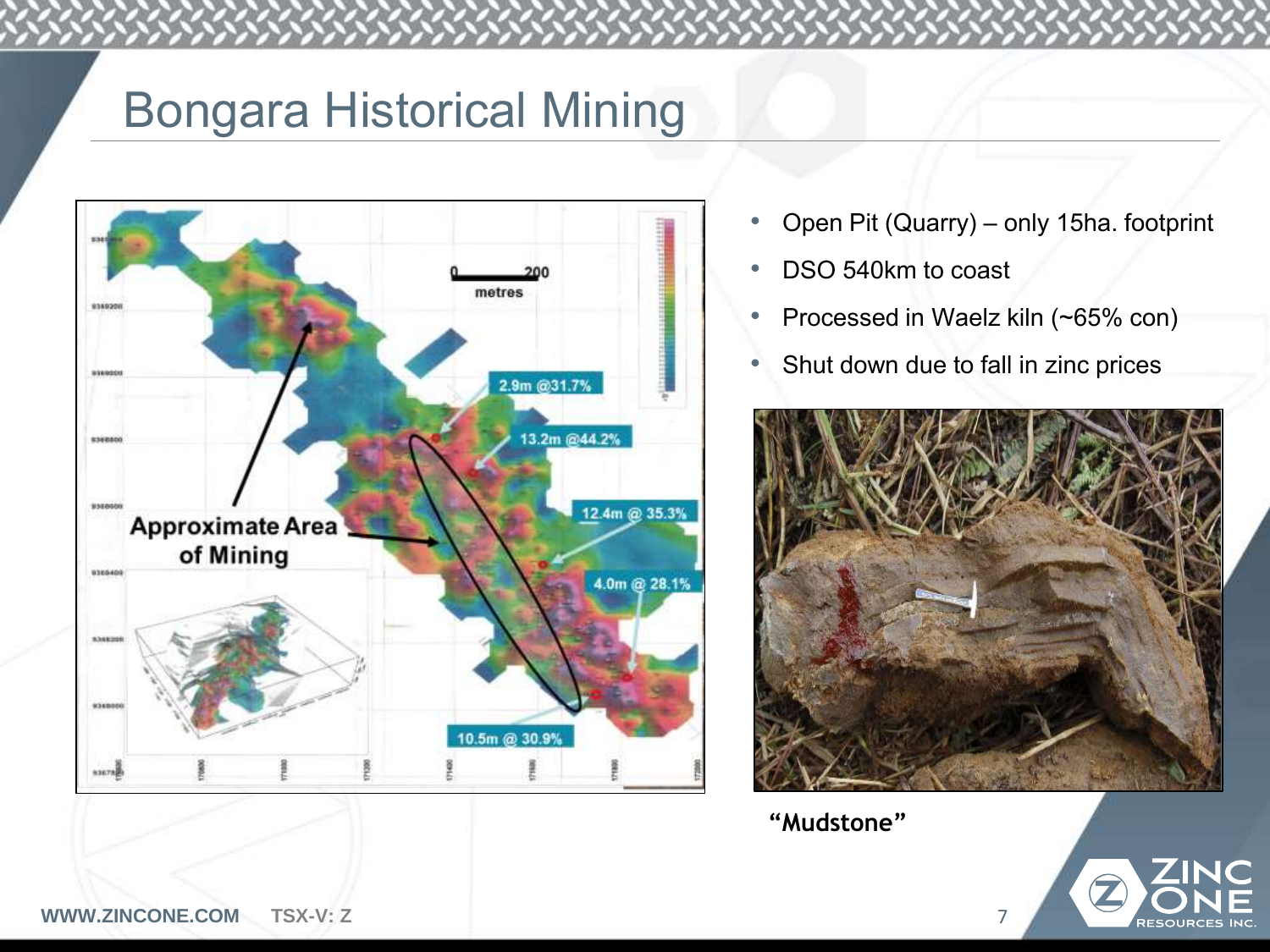# Bongara Historical Mining

- Open Pit (Quarry) – only 15ha. footprint
- DSO 540km to coast
- Processed in Waelz kiln (~65% con)
- Shut down due to fall in zinc prices

"Mudstone"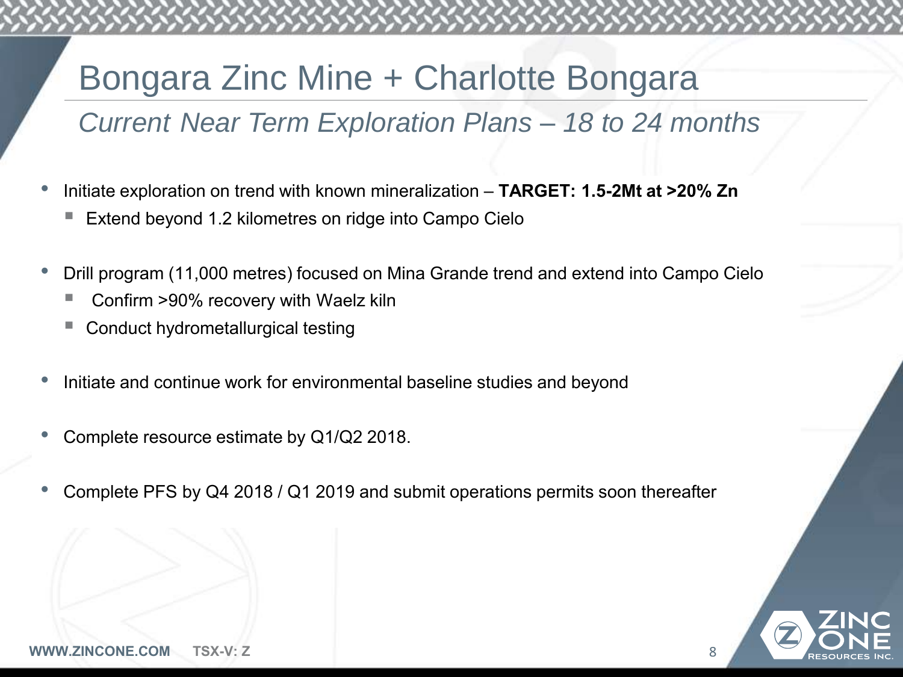# Bongara Zinc Mine + Charlotte Bongara

## *Current Near Term Exploration Plans – 18 to 24 months*

- Initiate exploration on trend with known mineralization – **TARGET: 1.5-2Mt at >20% Zn**
  - Extend beyond 1.2 kilometres on ridge into Campo Cielo
- Drill program (11,000 metres) focused on Mina Grande trend and extend into Campo Cielo
  - Confirm >90% recovery with Waelz kiln
  - Conduct hydrometallurgical testing
- Initiate and continue work for environmental baseline studies and beyond
- Complete resource estimate by Q1/Q2 2018.
- Complete PFS by Q4 2018 / Q1 2019 and submit operations permits soon thereafter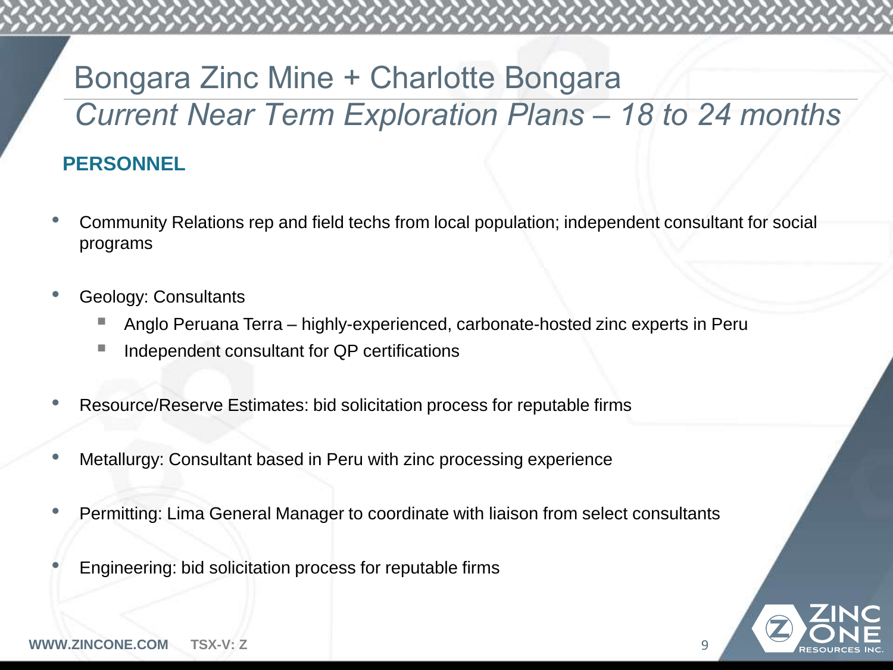# Bongara Zinc Mine + Charlotte Bongara

## *Current Near Term Exploration Plans – 18 to 24 months*

### PERSONNEL

- Community Relations rep and field techs from local population; independent consultant for social programs
- Geology: Consultants
  - Anglo Peruana Terra – highly-experienced, carbonate-hosted zinc experts in Peru
  - Independent consultant for QP certifications
- Resource/Reserve Estimates: bid solicitation process for reputable firms
- Metallurgy: Consultant based in Peru with zinc processing experience
- Permitting: Lima General Manager to coordinate with liaison from select consultants
- Engineering: bid solicitation process for reputable firms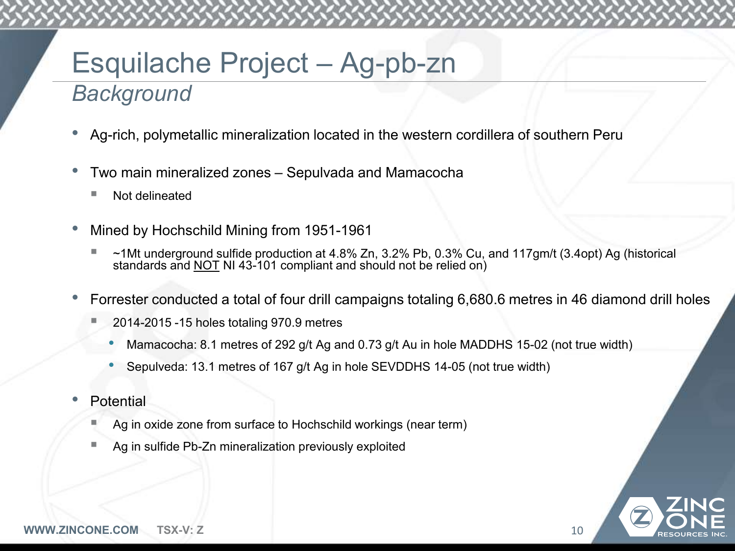# Esquilache Project – Ag-pb-zn

## *Background*

- Ag-rich, polymetallic mineralization located in the western cordillera of southern Peru
- Two main mineralized zones – Sepulvada and Mamacocha
  - Not delineated
- Mined by Hochschild Mining from 1951-1961
  - ~1Mt underground sulfide production at 4.8% Zn, 3.2% Pb, 0.3% Cu, and 117gm/t (3.4opt) Ag (historical standards and <u>NOT</u> NI 43-101 compliant and should not be relied on)
- Forrester conducted a total of four drill campaigns totaling 6,680.6 metres in 46 diamond drill holes
  - 2014-2015 -15 holes totaling 970.9 metres
    - Mamacocha: 8.1 metres of 292 g/t Ag and 0.73 g/t Au in hole MADDHS 15-02 (not true width)
    - Sepulveda: 13.1 metres of 167 g/t Ag in hole SEVDDHS 14-05 (not true width)
- Potential
  - Ag in oxide zone from surface to Hochschild workings (near term)
  - Ag in sulfide Pb-Zn mineralization previously exploited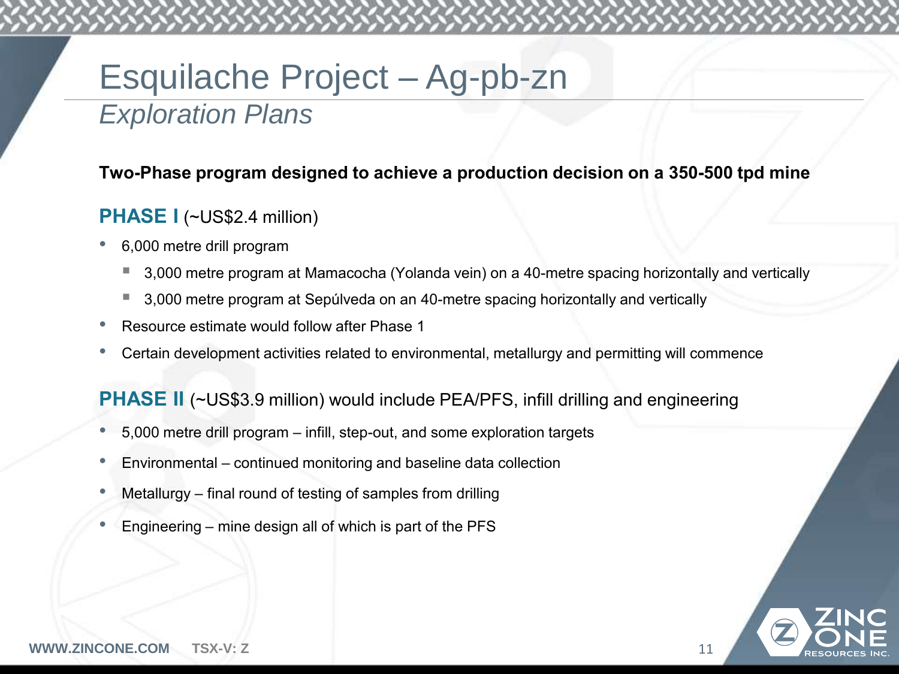# Esquilache Project – Ag-pb-zn

## *Exploration Plans*

**Two-Phase program designed to achieve a production decision on a 350-500 tpd mine**

**PHASE I** (~US$2.4 million)

- 6,000 metre drill program
  - 3,000 metre program at Mamacocha (Yolanda vein) on a 40-metre spacing horizontally and vertically
  - 3,000 metre program at Sepúlveda on an 40-metre spacing horizontally and vertically
- Resource estimate would follow after Phase 1
- Certain development activities related to environmental, metallurgy and permitting will commence

**PHASE II** (~US$3.9 million) would include PEA/PFS, infill drilling and engineering

- 5,000 metre drill program – infill, step-out, and some exploration targets
- Environmental – continued monitoring and baseline data collection
- Metallurgy – final round of testing of samples from drilling
- Engineering – mine design all of which is part of the PFS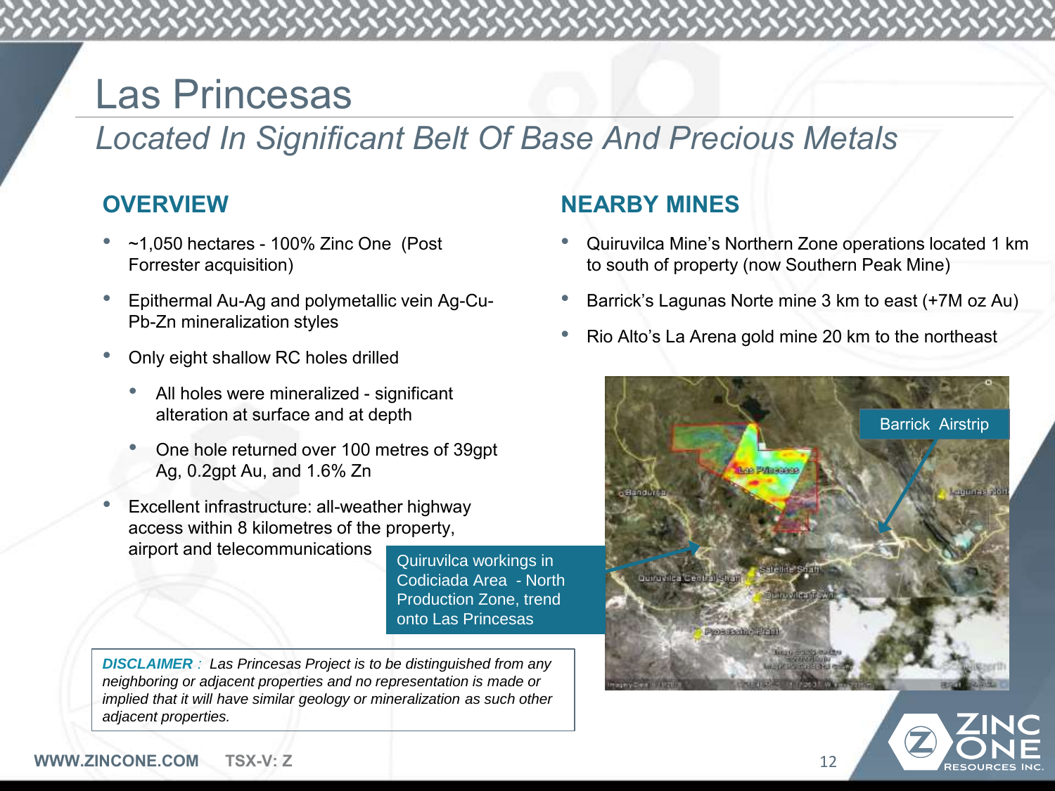# Las Princesas

*Located In Significant Belt Of Base And Precious Metals*

## OVERVIEW

- ~1,050 hectares - 100% Zinc One (Post Forrester acquisition)
- Epithermal Au-Ag and polymetallic vein Ag-Cu-Pb-Zn mineralization styles
- Only eight shallow RC holes drilled
  - All holes were mineralized - significant alteration at surface and at depth
  - One hole returned over 100 metres of 39gpt Ag, 0.2gpt Au, and 1.6% Zn
- Excellent infrastructure: all-weather highway access within 8 kilometres of the property, airport and telecommunications

## NEARBY MINES

- Quiruvilca Mine's Northern Zone operations located 1 km to south of property (now Southern Peak Mine)
- Barrick's Lagunas Norte mine 3 km to east (+7M oz Au)
- Rio Alto's La Arena gold mine 20 km to the northeast

Barrick Airstrip

Quiruvilca workings in Codiciada Area - North Production Zone, trend onto Las Princesas

***DISCLAIMER** : Las Princesas Project is to be distinguished from any neighboring or adjacent properties and no representation is made or implied that it will have similar geology or mineralization as such other adjacent properties.*

WWW.ZINCONE.COM TSX-V: Z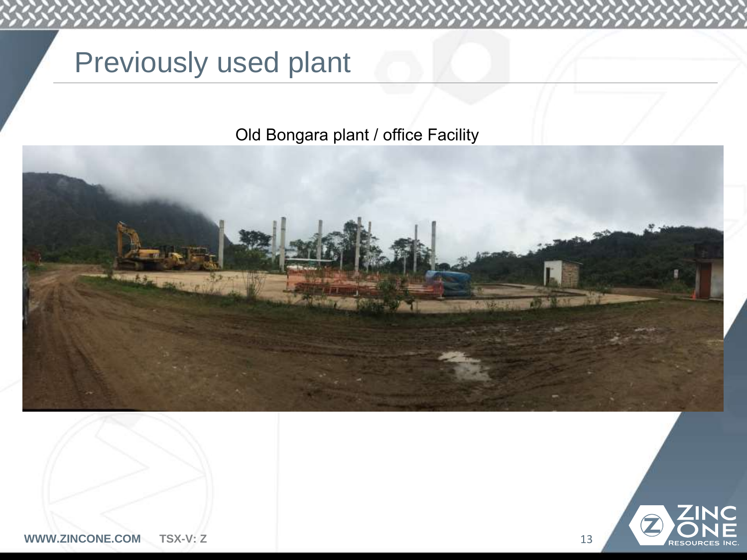# Previously used plant

Old Bongara plant / office Facility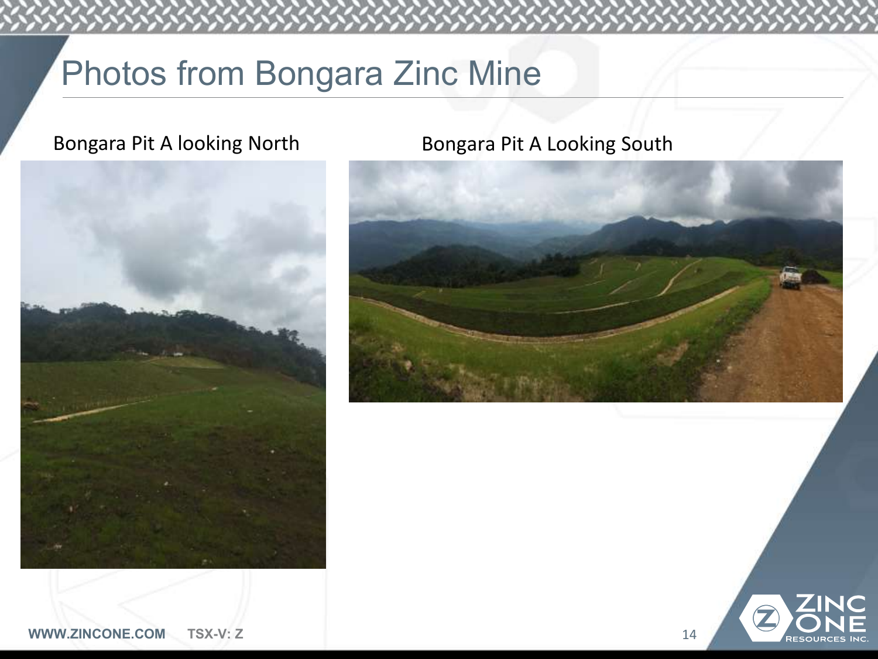# Photos from Bongara Zinc Mine

Bongara Pit A looking North

Bongara Pit A Looking South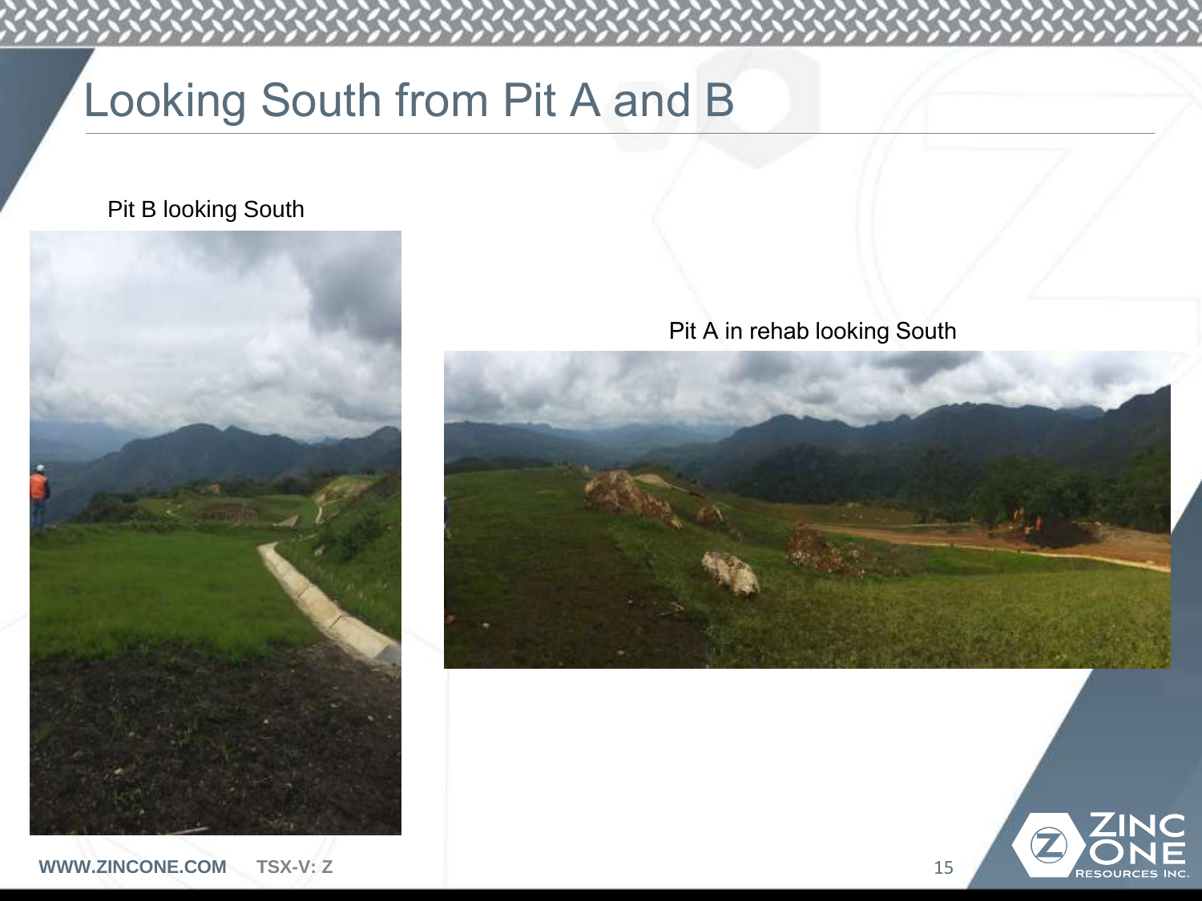# Looking South from Pit A and B

Pit B looking South

Pit A in rehab looking South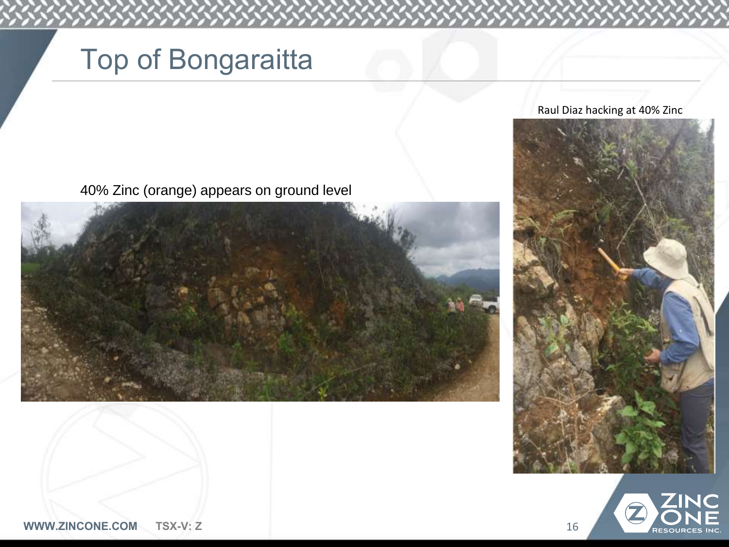# Top of Bongaraitta

40% Zinc (orange) appears on ground level

Raul Diaz hacking at 40% Zinc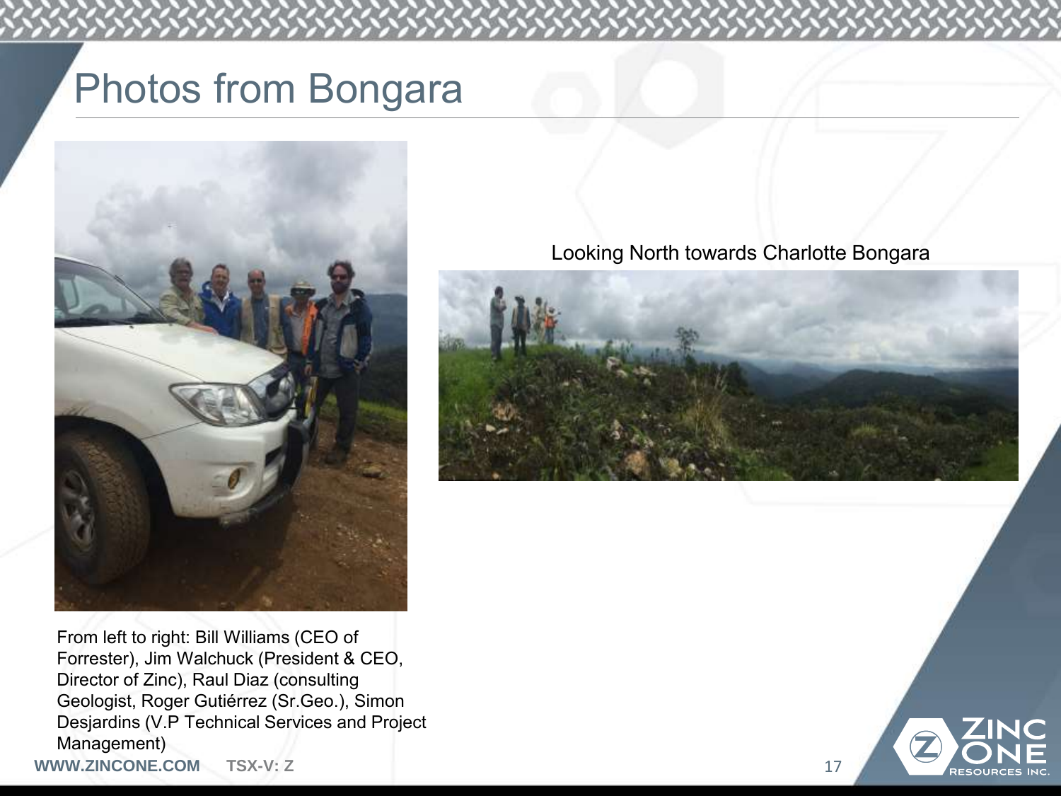# Photos from Bongara

Looking North towards Charlotte Bongara

From left to right: Bill Williams (CEO of Forrester), Jim Walchuck (President & CEO, Director of Zinc), Raul Diaz (consulting Geologist, Roger Gutiérrez (Sr.Geo.), Simon Desjardins (V.P Technical Services and Project Management)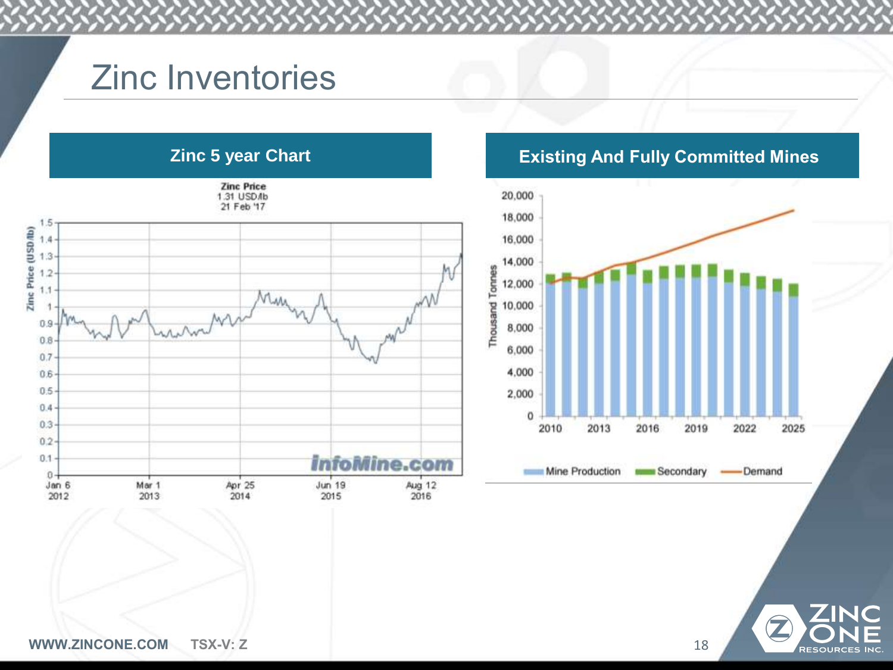# Zinc Inventories

## Zinc 5 year Chart

Zinc Price
1.31 USD/lb
21 Feb '17

## Existing And Fully Committed Mines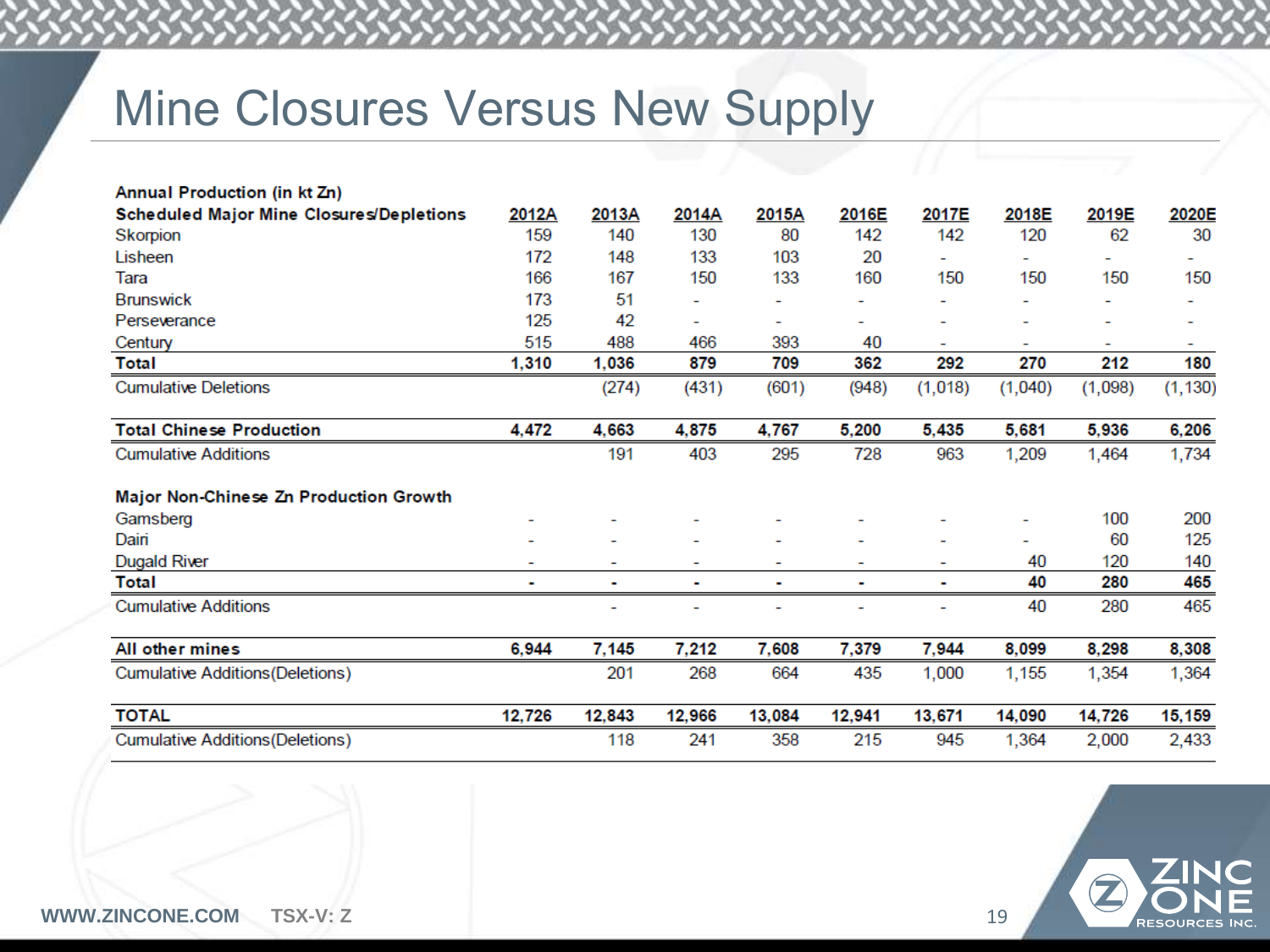# Mine Closures Versus New Supply

| Annual Production (in kt Zn) | | | | | | | | | |
|---|---|---|---|---|---|---|---|---|---|
| **Scheduled Major Mine Closures/Depletions** | **2012A** | **2013A** | **2014A** | **2015A** | **2016E** | **2017E** | **2018E** | **2019E** | **2020E** |
| Skorpion | 159 | 140 | 130 | 80 | 142 | 142 | 120 | 62 | 30 |
| Lisheen | 172 | 148 | 133 | 103 | 20 | - | - | - | - |
| Tara | 166 | 167 | 150 | 133 | 160 | 150 | 150 | 150 | 150 |
| Brunswick | 173 | 51 | - | - | - | - | - | - | - |
| Perseverance | 125 | 42 | - | - | - | - | - | - | - |
| Century | 515 | 488 | 466 | 393 | 40 | - | - | - | - |
| **Total** | **1,310** | **1,036** | **879** | **709** | **362** | **292** | **270** | **212** | **180** |
| Cumulative Deletions | | (274) | (431) | (601) | (948) | (1,018) | (1,040) | (1,098) | (1,130) |
| | | | | | | | | | |
| **Total Chinese Production** | **4,472** | **4,663** | **4,875** | **4,767** | **5,200** | **5,435** | **5,681** | **5,936** | **6,206** |
| Cumulative Additions | | 191 | 403 | 295 | 728 | 963 | 1,209 | 1,464 | 1,734 |
| | | | | | | | | | |
| **Major Non-Chinese Zn Production Growth** | | | | | | | | | |
| Gamsberg | - | - | - | - | - | - | - | 100 | 200 |
| Dairi | - | - | - | - | - | - | - | 60 | 125 |
| Dugald River | - | - | - | - | - | - | 40 | 120 | 140 |
| **Total** | **-** | **-** | **-** | **-** | **-** | **-** | **40** | **280** | **465** |
| Cumulative Additions | | - | - | - | - | - | 40 | 280 | 465 |
| | | | | | | | | | |
| **All other mines** | **6,944** | **7,145** | **7,212** | **7,608** | **7,379** | **7,944** | **8,099** | **8,298** | **8,308** |
| Cumulative Additions(Deletions) | | 201 | 268 | 664 | 435 | 1,000 | 1,155 | 1,354 | 1,364 |
| | | | | | | | | | |
| **TOTAL** | **12,726** | **12,843** | **12,966** | **13,084** | **12,941** | **13,671** | **14,090** | **14,726** | **15,159** |
| Cumulative Additions(Deletions) | | 118 | 241 | 358 | 215 | 945 | 1,364 | 2,000 | 2,433 |

WWW.ZINCONE.COM TSX-V: Z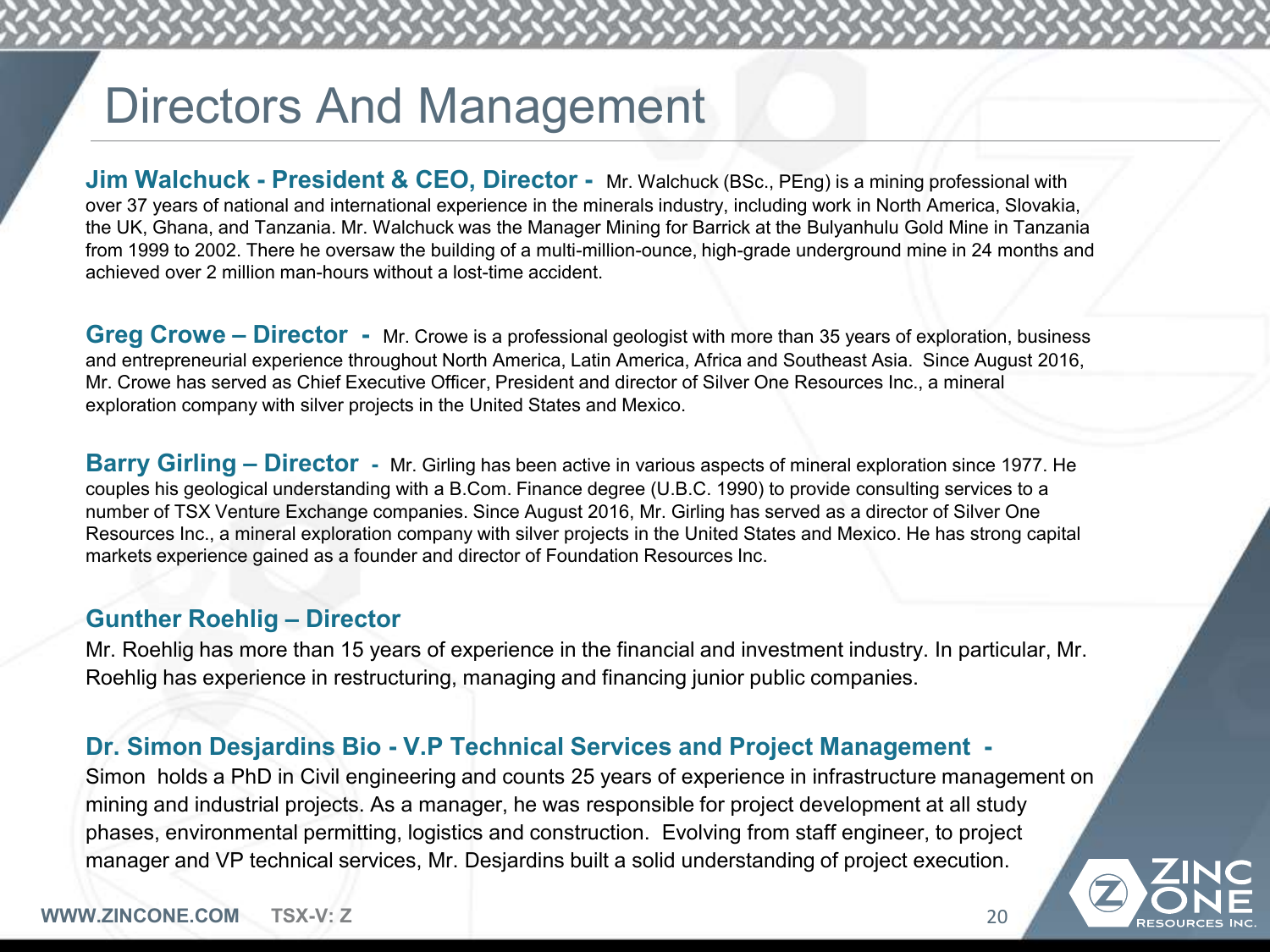# Directors And Management

**Jim Walchuck - President & CEO, Director -** Mr. Walchuck (BSc., PEng) is a mining professional with over 37 years of national and international experience in the minerals industry, including work in North America, Slovakia, the UK, Ghana, and Tanzania. Mr. Walchuck was the Manager Mining for Barrick at the Bulyanhulu Gold Mine in Tanzania from 1999 to 2002. There he oversaw the building of a multi-million-ounce, high-grade underground mine in 24 months and achieved over 2 million man-hours without a lost-time accident.

**Greg Crowe – Director -** Mr. Crowe is a professional geologist with more than 35 years of exploration, business and entrepreneurial experience throughout North America, Latin America, Africa and Southeast Asia. Since August 2016, Mr. Crowe has served as Chief Executive Officer, President and director of Silver One Resources Inc., a mineral exploration company with silver projects in the United States and Mexico.

**Barry Girling – Director -** Mr. Girling has been active in various aspects of mineral exploration since 1977. He couples his geological understanding with a B.Com. Finance degree (U.B.C. 1990) to provide consulting services to a number of TSX Venture Exchange companies. Since August 2016, Mr. Girling has served as a director of Silver One Resources Inc., a mineral exploration company with silver projects in the United States and Mexico. He has strong capital markets experience gained as a founder and director of Foundation Resources Inc.

**Gunther Roehlig – Director**

Mr. Roehlig has more than 15 years of experience in the financial and investment industry. In particular, Mr. Roehlig has experience in restructuring, managing and financing junior public companies.

**Dr. Simon Desjardins Bio - V.P Technical Services and Project Management -**

Simon holds a PhD in Civil engineering and counts 25 years of experience in infrastructure management on mining and industrial projects. As a manager, he was responsible for project development at all study phases, environmental permitting, logistics and construction. Evolving from staff engineer, to project manager and VP technical services, Mr. Desjardins built a solid understanding of project execution.

WWW.ZINCONE.COM TSX-V: Z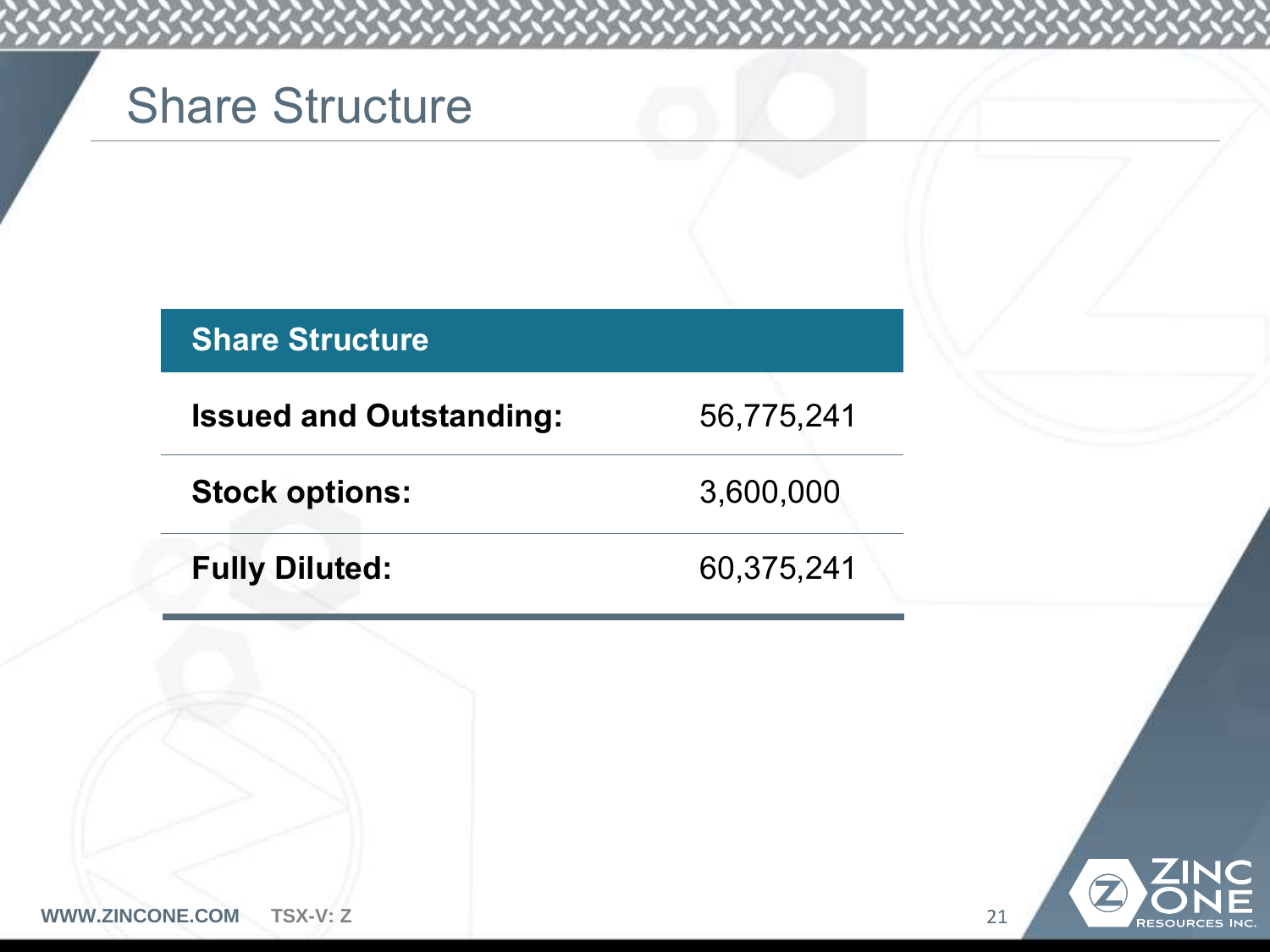# Share Structure

| Share Structure | |
|---|---|
| **Issued and Outstanding:** | 56,775,241 |
| **Stock options:** | 3,600,000 |
| **Fully Diluted:** | 60,375,241 |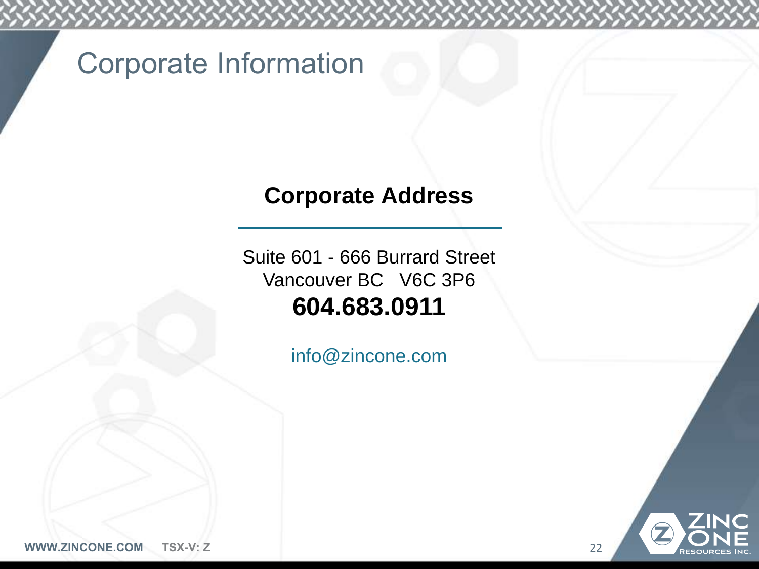# Corporate Information

## Corporate Address

Suite 601 - 666 Burrard Street
Vancouver BC   V6C 3P6
**604.683.0911**

info@zincone.com